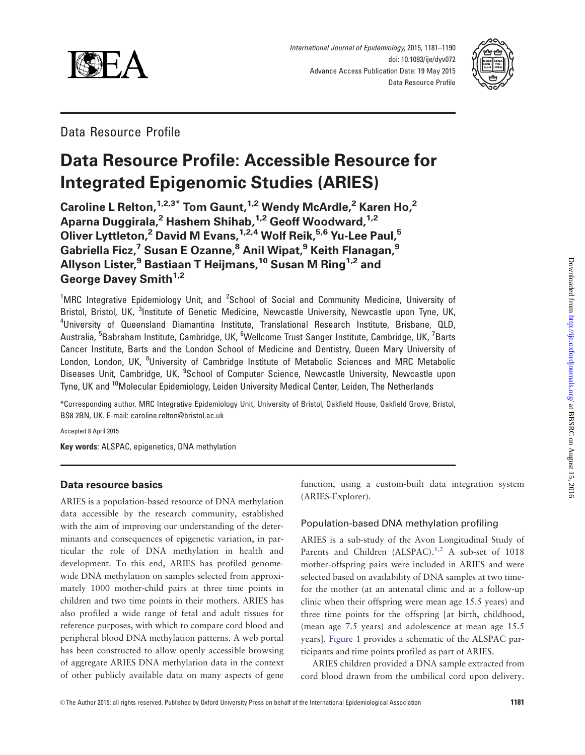Data Resource Profile

# Data Resource Profile: Accessible Resource for Integrated Epigenomic Studies (ARIES)

**Caroline L Relton,[1,2,3*] Tom Gaunt,[1,2] Wendy McArdle,[2] Karen Ho,[2] Aparna Duggirala,[2] Hashem Shihab,[1,2] Geoff Woodward,[1,2] Oliver Lyttleton,[2] David M Evans,[1,2,4] Wolf Reik,[5,6] Yu-Lee Paul,[5] Gabriella Ficz,[7] Susan E Ozanne,[8] Anil Wipat,[9] Keith Flanagan,[9] Allyson Lister,[9] Bastiaan T Heijmans,[10] Susan M Ring[1,2] and George Davey Smith[1,2]**

[1]MRC Integrative Epidemiology Unit, and [2]School of Social and Community Medicine, University of Bristol, Bristol, UK, [3]Institute of Genetic Medicine, Newcastle University, Newcastle upon Tyne, UK, [4]University of Queensland Diamantina Institute, Translational Research Institute, Brisbane, QLD, Australia, [5]Babraham Institute, Cambridge, UK, [6]Wellcome Trust Sanger Institute, Cambridge, UK, [7]Barts Cancer Institute, Barts and the London School of Medicine and Dentistry, Queen Mary University of London, London, UK, [8]University of Cambridge Institute of Metabolic Sciences and MRC Metabolic Diseases Unit, Cambridge, UK, [9]School of Computer Science, Newcastle University, Newcastle upon Tyne, UK and [10]Molecular Epidemiology, Leiden University Medical Center, Leiden, The Netherlands

*Corresponding author. MRC Integrative Epidemiology Unit, University of Bristol, Oakfield House, Oakfield Grove, Bristol, BS8 2BN, UK. E-mail: caroline.relton@bristol.ac.uk

Accepted 8 April 2015

**Key words**: ALSPAC, epigenetics, DNA methylation

## Data resource basics

ARIES is a population-based resource of DNA methylation data accessible by the research community, established with the aim of improving our understanding of the determinants and consequences of epigenetic variation, in particular the role of DNA methylation in health and development. To this end, ARIES has profiled genome-wide DNA methylation on samples selected from approximately 1000 mother-child pairs at three time points in children and two time points in their mothers. ARIES has also profiled a wide range of fetal and adult tissues for reference purposes, with which to compare cord blood and peripheral blood DNA methylation patterns. A web portal has been constructed to allow openly accessible browsing of aggregate ARIES DNA methylation data in the context of other publicly available data on many aspects of gene function, using a custom-built data integration system (ARIES-Explorer).

### Population-based DNA methylation profiling

ARIES is a sub-study of the Avon Longitudinal Study of Parents and Children (ALSPAC).[1,2] A sub-set of 1018 mother-offspring pairs were included in ARIES and were selected based on availability of DNA samples at two time-for the mother (at an antenatal clinic and at a follow-up clinic when their offspring were mean age 15.5 years) and three time points for the offspring [at birth, childhood, (mean age 7.5 years) and adolescence at mean age 15.5 years]. Figure 1 provides a schematic of the ALSPAC participants and time points profiled as part of ARIES.

ARIES children provided a DNA sample extracted from cord blood drawn from the umbilical cord upon delivery.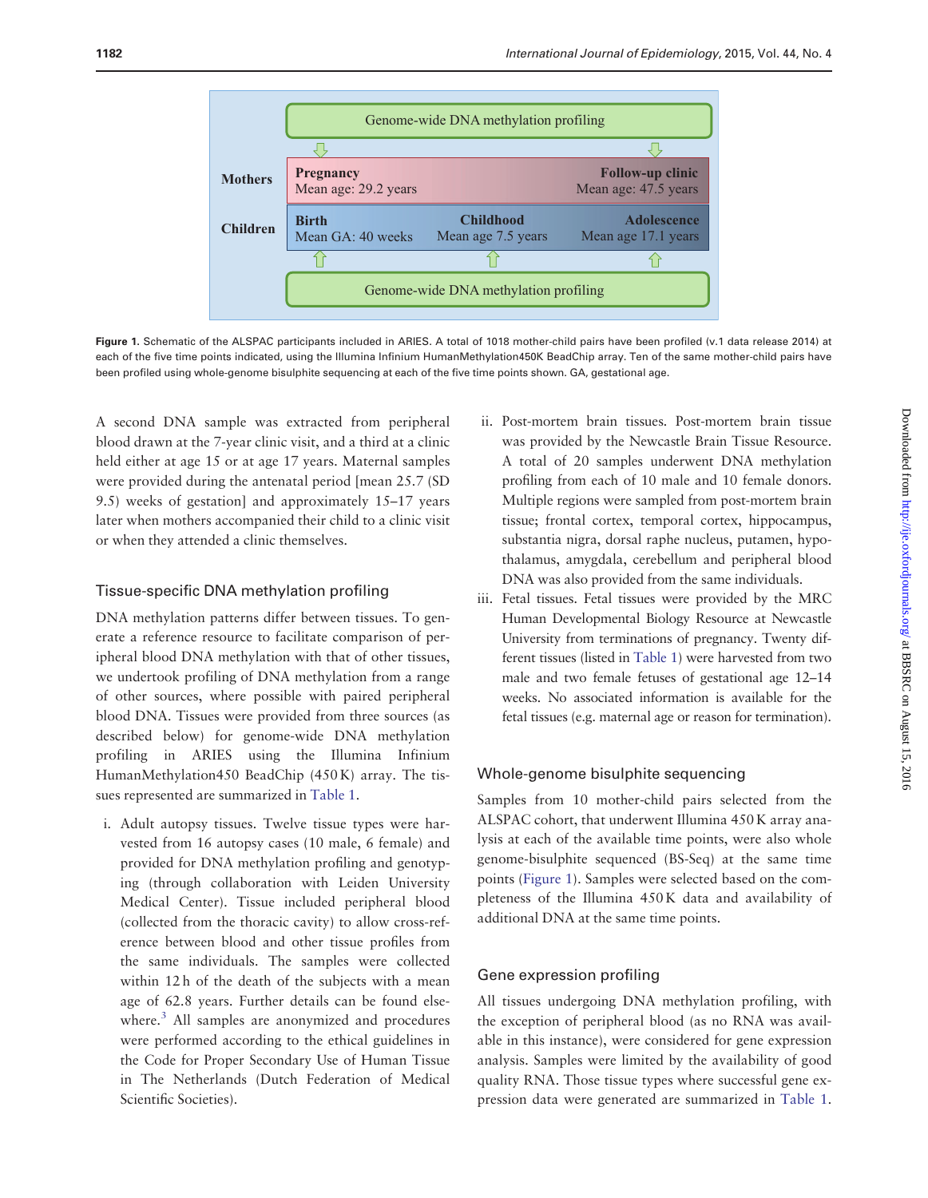Figure 1. Schematic of the ALSPAC participants included in ARIES. A total of 1018 mother-child pairs have been profiled (v.1 data release 2014) at each of the five time points indicated, using the Illumina Infinium HumanMethylation450K BeadChip array. Ten of the same mother-child pairs have been profiled using whole-genome bisulphite sequencing at each of the five time points shown. GA, gestational age.

A second DNA sample was extracted from peripheral blood drawn at the 7-year clinic visit, and a third at a clinic held either at age 15 or at age 17 years. Maternal samples were provided during the antenatal period [mean 25.7 (SD 9.5) weeks of gestation] and approximately 15–17 years later when mothers accompanied their child to a clinic visit or when they attended a clinic themselves.

## Tissue-specific DNA methylation profiling

DNA methylation patterns differ between tissues. To generate a reference resource to facilitate comparison of peripheral blood DNA methylation with that of other tissues, we undertook profiling of DNA methylation from a range of other sources, where possible with paired peripheral blood DNA. Tissues were provided from three sources (as described below) for genome-wide DNA methylation profiling in ARIES using the Illumina Infinium HumanMethylation450 BeadChip (450 K) array. The tissues represented are summarized in Table 1.

i. Adult autopsy tissues. Twelve tissue types were harvested from 16 autopsy cases (10 male, 6 female) and provided for DNA methylation profiling and genotyping (through collaboration with Leiden University Medical Center). Tissue included peripheral blood (collected from the thoracic cavity) to allow cross-reference between blood and other tissue profiles from the same individuals. The samples were collected within 12 h of the death of the subjects with a mean age of 62.8 years. Further details can be found elsewhere.[3] All samples are anonymized and procedures were performed according to the ethical guidelines in the Code for Proper Secondary Use of Human Tissue in The Netherlands (Dutch Federation of Medical Scientific Societies).

ii. Post-mortem brain tissues. Post-mortem brain tissue was provided by the Newcastle Brain Tissue Resource. A total of 20 samples underwent DNA methylation profiling from each of 10 male and 10 female donors. Multiple regions were sampled from post-mortem brain tissue; frontal cortex, temporal cortex, hippocampus, substantia nigra, dorsal raphe nucleus, putamen, hypothalamus, amygdala, cerebellum and peripheral blood DNA was also provided from the same individuals.

iii. Fetal tissues. Fetal tissues were provided by the MRC Human Developmental Biology Resource at Newcastle University from terminations of pregnancy. Twenty different tissues (listed in Table 1) were harvested from two male and two female fetuses of gestational age 12–14 weeks. No associated information is available for the fetal tissues (e.g. maternal age or reason for termination).

## Whole-genome bisulphite sequencing

Samples from 10 mother-child pairs selected from the ALSPAC cohort, that underwent Illumina 450 K array analysis at each of the available time points, were also whole genome-bisulphite sequenced (BS-Seq) at the same time points (Figure 1). Samples were selected based on the completeness of the Illumina 450 K data and availability of additional DNA at the same time points.

## Gene expression profiling

All tissues undergoing DNA methylation profiling, with the exception of peripheral blood (as no RNA was available in this instance), were considered for gene expression analysis. Samples were limited by the availability of good quality RNA. Those tissue types where successful gene expression data were generated are summarized in Table 1.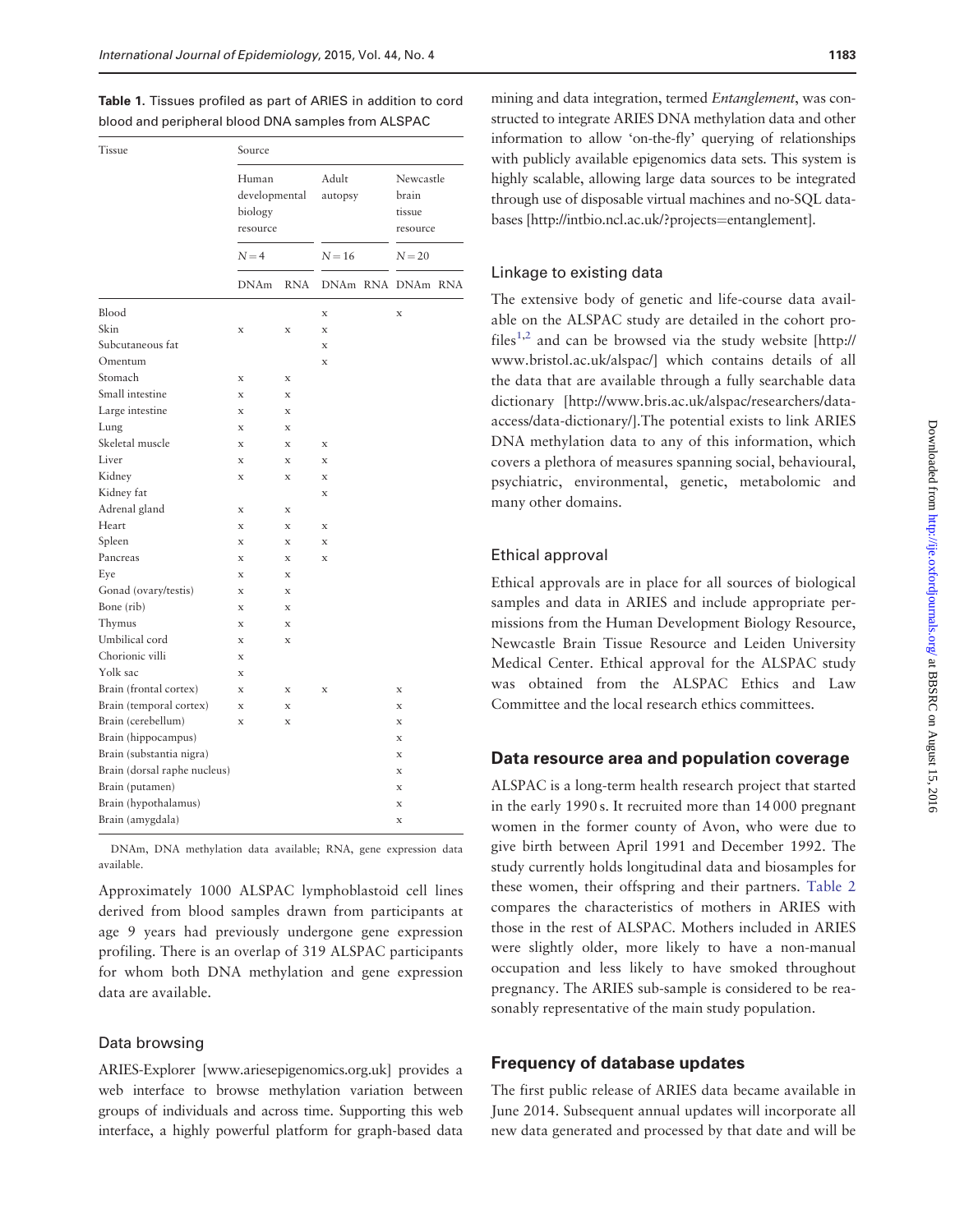**Table 1.** Tissues profiled as part of ARIES in addition to cord blood and peripheral blood DNA samples from ALSPAC

| Tissue | Source | | | | | |
|---|---|---|---|---|---|---|
| | Human developmental biology resource | | Adult autopsy | | Newcastle brain tissue resource | |
| | $N = 4$ | | $N = 16$ | | $N = 20$ | |
| | DNAm | RNA | DNAm | RNA | DNAm | RNA |
| Blood | | | x | | x | |
| Skin | x | x | x | | | |
| Subcutaneous fat | | | x | | | |
| Omentum | | | x | | | |
| Stomach | x | x | | | | |
| Small intestine | x | x | | | | |
| Large intestine | x | x | | | | |
| Lung | x | x | | | | |
| Skeletal muscle | x | x | x | | | |
| Liver | x | x | x | | | |
| Kidney | x | x | x | | | |
| Kidney fat | | | x | | | |
| Adrenal gland | x | x | | | | |
| Heart | x | x | x | | | |
| Spleen | x | x | x | | | |
| Pancreas | x | x | x | | | |
| Eye | x | x | | | | |
| Gonad (ovary/testis) | x | x | | | | |
| Bone (rib) | x | x | | | | |
| Thymus | x | x | | | | |
| Umbilical cord | x | x | | | | |
| Chorionic villi | x | | | | | |
| Yolk sac | x | | | | | |
| Brain (frontal cortex) | x | x | x | | x | |
| Brain (temporal cortex) | x | x | | | x | |
| Brain (cerebellum) | x | x | | | x | |
| Brain (hippocampus) | | | | | x | |
| Brain (substantia nigra) | | | | | x | |
| Brain (dorsal raphe nucleus) | | | | | x | |
| Brain (putamen) | | | | | x | |
| Brain (hypothalamus) | | | | | x | |
| Brain (amygdala) | | | | | x | |

DNAm, DNA methylation data available; RNA, gene expression data available.

Approximately 1000 ALSPAC lymphoblastoid cell lines derived from blood samples drawn from participants at age 9 years had previously undergone gene expression profiling. There is an overlap of 319 ALSPAC participants for whom both DNA methylation and gene expression data are available.

### Data browsing

ARIES-Explorer [www.ariesepigenomics.org.uk] provides a web interface to browse methylation variation between groups of individuals and across time. Supporting this web interface, a highly powerful platform for graph-based data mining and data integration, termed *Entanglement*, was constructed to integrate ARIES DNA methylation data and other information to allow 'on-the-fly' querying of relationships with publicly available epigenomics data sets. This system is highly scalable, allowing large data sources to be integrated through use of disposable virtual machines and no-SQL databases [http://intbio.ncl.ac.uk/?projects=entanglement].

### Linkage to existing data

The extensive body of genetic and life-course data available on the ALSPAC study are detailed in the cohort profiles[1,2] and can be browsed via the study website [http://www.bristol.ac.uk/alspac/] which contains details of all the data that are available through a fully searchable data dictionary [http://www.bris.ac.uk/alspac/researchers/data-access/data-dictionary/].The potential exists to link ARIES DNA methylation data to any of this information, which covers a plethora of measures spanning social, behavioural, psychiatric, environmental, genetic, metabolomic and many other domains.

### Ethical approval

Ethical approvals are in place for all sources of biological samples and data in ARIES and include appropriate permissions from the Human Development Biology Resource, Newcastle Brain Tissue Resource and Leiden University Medical Center. Ethical approval for the ALSPAC study was obtained from the ALSPAC Ethics and Law Committee and the local research ethics committees.

## Data resource area and population coverage

ALSPAC is a long-term health research project that started in the early 1990 s. It recruited more than 14 000 pregnant women in the former county of Avon, who were due to give birth between April 1991 and December 1992. The study currently holds longitudinal data and biosamples for these women, their offspring and their partners. Table 2 compares the characteristics of mothers in ARIES with those in the rest of ALSPAC. Mothers included in ARIES were slightly older, more likely to have a non-manual occupation and less likely to have smoked throughout pregnancy. The ARIES sub-sample is considered to be reasonably representative of the main study population.

## Frequency of database updates

The first public release of ARIES data became available in June 2014. Subsequent annual updates will incorporate all new data generated and processed by that date and will be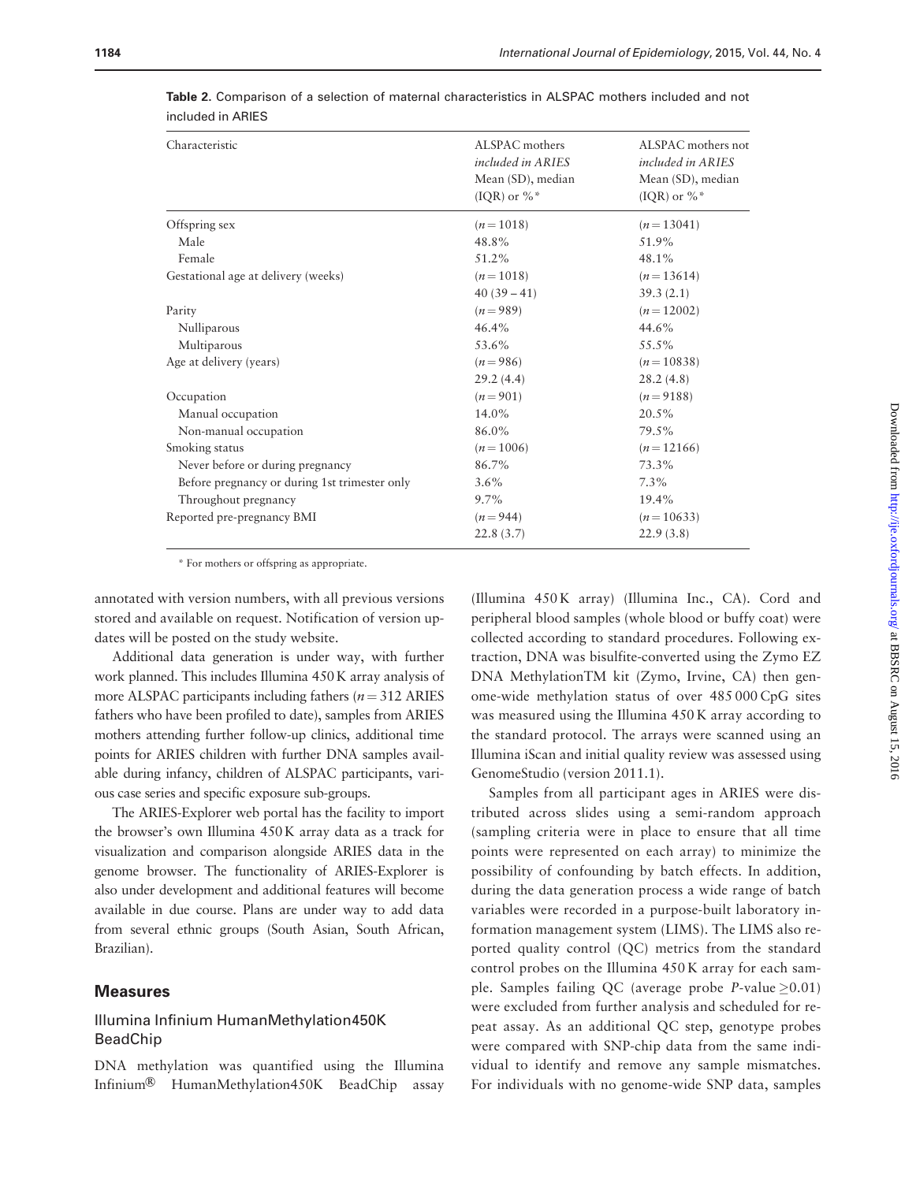**Table 2.** Comparison of a selection of maternal characteristics in ALSPAC mothers included and not included in ARIES

| Characteristic | ALSPAC mothers *included in ARIES* Mean (SD), median (IQR) or %* | ALSPAC mothers not *included in ARIES* Mean (SD), median (IQR) or %* |
|---|---|---|
| Offspring sex | (*n* = 1018) | (*n* = 13041) |
| Male | 48.8% | 51.9% |
| Female | 51.2% | 48.1% |
| Gestational age at delivery (weeks) | (*n* = 1018) | (*n* = 13614) |
| | 40 (39 – 41) | 39.3 (2.1) |
| Parity | (*n* = 989) | (*n* = 12002) |
| Nulliparous | 46.4% | 44.6% |
| Multiparous | 53.6% | 55.5% |
| Age at delivery (years) | (*n* = 986) | (*n* = 10838) |
| | 29.2 (4.4) | 28.2 (4.8) |
| Occupation | (*n* = 901) | (*n* = 9188) |
| Manual occupation | 14.0% | 20.5% |
| Non-manual occupation | 86.0% | 79.5% |
| Smoking status | (*n* = 1006) | (*n* = 12166) |
| Never before or during pregnancy | 86.7% | 73.3% |
| Before pregnancy or during 1st trimester only | 3.6% | 7.3% |
| Throughout pregnancy | 9.7% | 19.4% |
| Reported pre-pregnancy BMI | (*n* = 944) | (*n* = 10633) |
| | 22.8 (3.7) | 22.9 (3.8) |

* For mothers or offspring as appropriate.

annotated with version numbers, with all previous versions stored and available on request. Notification of version updates will be posted on the study website.

Additional data generation is under way, with further work planned. This includes Illumina 450 K array analysis of more ALSPAC participants including fathers ($n = 312$ ARIES fathers who have been profiled to date), samples from ARIES mothers attending further follow-up clinics, additional time points for ARIES children with further DNA samples available during infancy, children of ALSPAC participants, various case series and specific exposure sub-groups.

The ARIES-Explorer web portal has the facility to import the browser's own Illumina 450 K array data as a track for visualization and comparison alongside ARIES data in the genome browser. The functionality of ARIES-Explorer is also under development and additional features will become available in due course. Plans are under way to add data from several ethnic groups (South Asian, South African, Brazilian).

## Measures

### Illumina Infinium HumanMethylation450K BeadChip

DNA methylation was quantified using the Illumina Infinium® HumanMethylation450K BeadChip assay (Illumina 450 K array) (Illumina Inc., CA). Cord and peripheral blood samples (whole blood or buffy coat) were collected according to standard procedures. Following extraction, DNA was bisulfite-converted using the Zymo EZ DNA MethylationTM kit (Zymo, Irvine, CA) then genome-wide methylation status of over 485 000 CpG sites was measured using the Illumina 450 K array according to the standard protocol. The arrays were scanned using an Illumina iScan and initial quality review was assessed using GenomeStudio (version 2011.1).

Samples from all participant ages in ARIES were distributed across slides using a semi-random approach (sampling criteria were in place to ensure that all time points were represented on each array) to minimize the possibility of confounding by batch effects. In addition, during the data generation process a wide range of batch variables were recorded in a purpose-built laboratory information management system (LIMS). The LIMS also reported quality control (QC) metrics from the standard control probes on the Illumina 450 K array for each sample. Samples failing QC (average probe $P$-value $\geq 0.01$) were excluded from further analysis and scheduled for repeat assay. As an additional QC step, genotype probes were compared with SNP-chip data from the same individual to identify and remove any sample mismatches. For individuals with no genome-wide SNP data, samples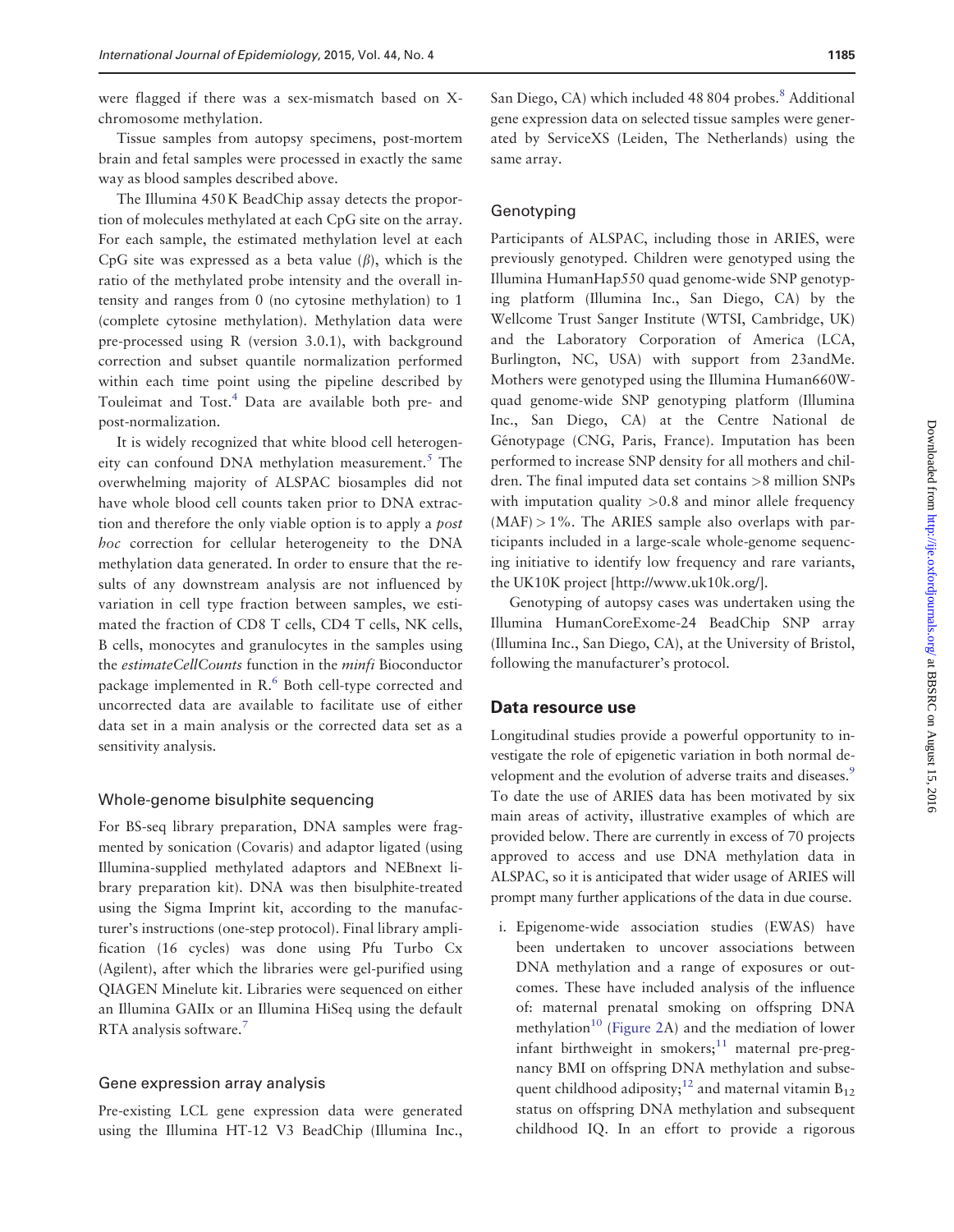were flagged if there was a sex-mismatch based on X-chromosome methylation.

Tissue samples from autopsy specimens, post-mortem brain and fetal samples were processed in exactly the same way as blood samples described above.

The Illumina 450 K BeadChip assay detects the proportion of molecules methylated at each CpG site on the array. For each sample, the estimated methylation level at each CpG site was expressed as a beta value ($\beta$), which is the ratio of the methylated probe intensity and the overall intensity and ranges from 0 (no cytosine methylation) to 1 (complete cytosine methylation). Methylation data were pre-processed using R (version 3.0.1), with background correction and subset quantile normalization performed within each time point using the pipeline described by Touleimat and Tost.[4] Data are available both pre- and post-normalization.

It is widely recognized that white blood cell heterogeneity can confound DNA methylation measurement.[5] The overwhelming majority of ALSPAC biosamples did not have whole blood cell counts taken prior to DNA extraction and therefore the only viable option is to apply a *post hoc* correction for cellular heterogeneity to the DNA methylation data generated. In order to ensure that the results of any downstream analysis are not influenced by variation in cell type fraction between samples, we estimated the fraction of CD8 T cells, CD4 T cells, NK cells, B cells, monocytes and granulocytes in the samples using the *estimateCellCounts* function in the *minfi* Bioconductor package implemented in R.[6] Both cell-type corrected and uncorrected data are available to facilitate use of either data set in a main analysis or the corrected data set as a sensitivity analysis.

### Whole-genome bisulphite sequencing

For BS-seq library preparation, DNA samples were fragmented by sonication (Covaris) and adaptor ligated (using Illumina-supplied methylated adaptors and NEBnext library preparation kit). DNA was then bisulphite-treated using the Sigma Imprint kit, according to the manufacturer's instructions (one-step protocol). Final library amplification (16 cycles) was done using Pfu Turbo Cx (Agilent), after which the libraries were gel-purified using QIAGEN Minelute kit. Libraries were sequenced on either an Illumina GAIIx or an Illumina HiSeq using the default RTA analysis software.[7]

### Gene expression array analysis

Pre-existing LCL gene expression data were generated using the Illumina HT-12 V3 BeadChip (Illumina Inc., San Diego, CA) which included 48 804 probes.[8] Additional gene expression data on selected tissue samples were generated by ServiceXS (Leiden, The Netherlands) using the same array.

### Genotyping

Participants of ALSPAC, including those in ARIES, were previously genotyped. Children were genotyped using the Illumina HumanHap550 quad genome-wide SNP genotyping platform (Illumina Inc., San Diego, CA) by the Wellcome Trust Sanger Institute (WTSI, Cambridge, UK) and the Laboratory Corporation of America (LCA, Burlington, NC, USA) with support from 23andMe. Mothers were genotyped using the Illumina Human660W-quad genome-wide SNP genotyping platform (Illumina Inc., San Diego, CA) at the Centre National de Génotypage (CNG, Paris, France). Imputation has been performed to increase SNP density for all mothers and children. The final imputed data set contains >8 million SNPs with imputation quality >0.8 and minor allele frequency (MAF) > 1%. The ARIES sample also overlaps with participants included in a large-scale whole-genome sequencing initiative to identify low frequency and rare variants, the UK10K project [http://www.uk10k.org/].

Genotyping of autopsy cases was undertaken using the Illumina HumanCoreExome-24 BeadChip SNP array (Illumina Inc., San Diego, CA), at the University of Bristol, following the manufacturer's protocol.

## Data resource use

Longitudinal studies provide a powerful opportunity to investigate the role of epigenetic variation in both normal development and the evolution of adverse traits and diseases.[9] To date the use of ARIES data has been motivated by six main areas of activity, illustrative examples of which are provided below. There are currently in excess of 70 projects approved to access and use DNA methylation data in ALSPAC, so it is anticipated that wider usage of ARIES will prompt many further applications of the data in due course.

i. Epigenome-wide association studies (EWAS) have been undertaken to uncover associations between DNA methylation and a range of exposures or outcomes. These have included analysis of the influence of: maternal prenatal smoking on offspring DNA methylation[10] (Figure 2A) and the mediation of lower infant birthweight in smokers;[11] maternal pre-pregnancy BMI on offspring DNA methylation and subsequent childhood adiposity;[12] and maternal vitamin $B_{12}$ status on offspring DNA methylation and subsequent childhood IQ. In an effort to provide a rigorous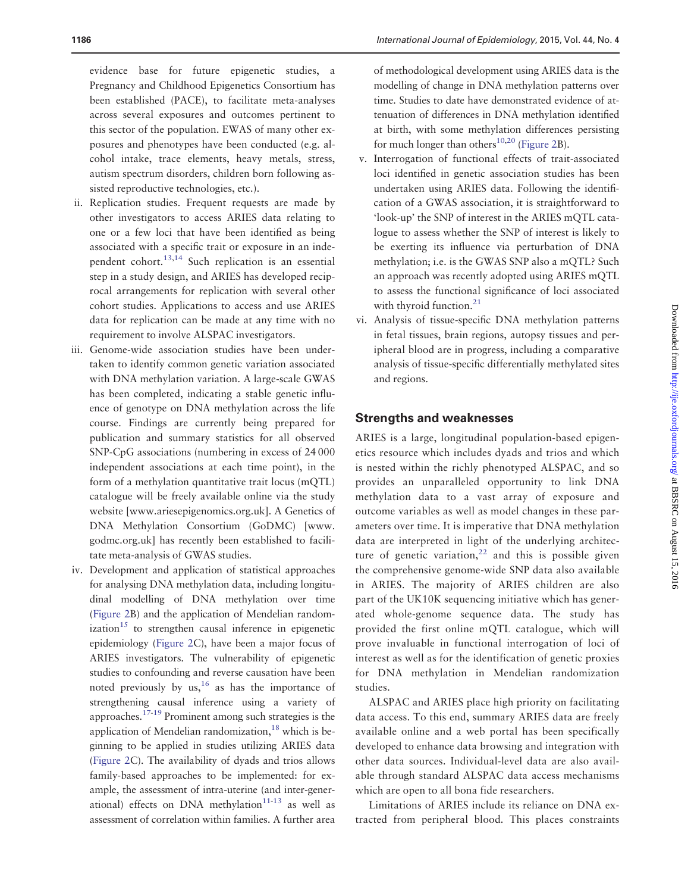evidence base for future epigenetic studies, a Pregnancy and Childhood Epigenetics Consortium has been established (PACE), to facilitate meta-analyses across several exposures and outcomes pertinent to this sector of the population. EWAS of many other exposures and phenotypes have been conducted (e.g. alcohol intake, trace elements, heavy metals, stress, autism spectrum disorders, children born following assisted reproductive technologies, etc.).

ii. Replication studies. Frequent requests are made by other investigators to access ARIES data relating to one or a few loci that have been identified as being associated with a specific trait or exposure in an independent cohort.[13,14] Such replication is an essential step in a study design, and ARIES has developed reciprocal arrangements for replication with several other cohort studies. Applications to access and use ARIES data for replication can be made at any time with no requirement to involve ALSPAC investigators.

iii. Genome-wide association studies have been undertaken to identify common genetic variation associated with DNA methylation variation. A large-scale GWAS has been completed, indicating a stable genetic influence of genotype on DNA methylation across the life course. Findings are currently being prepared for publication and summary statistics for all observed SNP-CpG associations (numbering in excess of 24 000 independent associations at each time point), in the form of a methylation quantitative trait locus (mQTL) catalogue will be freely available online via the study website [www.ariesepigenomics.org.uk]. A Genetics of DNA Methylation Consortium (GoDMC) [www.godmc.org.uk] has recently been established to facilitate meta-analysis of GWAS studies.

iv. Development and application of statistical approaches for analysing DNA methylation data, including longitudinal modelling of DNA methylation over time (Figure 2B) and the application of Mendelian randomization[15] to strengthen causal inference in epigenetic epidemiology (Figure 2C), have been a major focus of ARIES investigators. The vulnerability of epigenetic studies to confounding and reverse causation have been noted previously by us,[16] as has the importance of strengthening causal inference using a variety of approaches.[17-19] Prominent among such strategies is the application of Mendelian randomization,[18] which is beginning to be applied in studies utilizing ARIES data (Figure 2C). The availability of dyads and trios allows family-based approaches to be implemented: for example, the assessment of intra-uterine (and inter-generational) effects on DNA methylation[11-13] as well as assessment of correlation within families. A further area of methodological development using ARIES data is the modelling of change in DNA methylation patterns over time. Studies to date have demonstrated evidence of attenuation of differences in DNA methylation identified at birth, with some methylation differences persisting for much longer than others[10,20] (Figure 2B).

v. Interrogation of functional effects of trait-associated loci identified in genetic association studies has been undertaken using ARIES data. Following the identification of a GWAS association, it is straightforward to 'look-up' the SNP of interest in the ARIES mQTL catalogue to assess whether the SNP of interest is likely to be exerting its influence via perturbation of DNA methylation; i.e. is the GWAS SNP also a mQTL? Such an approach was recently adopted using ARIES mQTL to assess the functional significance of loci associated with thyroid function.[21]

vi. Analysis of tissue-specific DNA methylation patterns in fetal tissues, brain regions, autopsy tissues and peripheral blood are in progress, including a comparative analysis of tissue-specific differentially methylated sites and regions.

## Strengths and weaknesses

ARIES is a large, longitudinal population-based epigenetics resource which includes dyads and trios and which is nested within the richly phenotyped ALSPAC, and so provides an unparalleled opportunity to link DNA methylation data to a vast array of exposure and outcome variables as well as model changes in these parameters over time. It is imperative that DNA methylation data are interpreted in light of the underlying architecture of genetic variation,[22] and this is possible given the comprehensive genome-wide SNP data also available in ARIES. The majority of ARIES children are also part of the UK10K sequencing initiative which has generated whole-genome sequence data. The study has provided the first online mQTL catalogue, which will prove invaluable in functional interrogation of loci of interest as well as for the identification of genetic proxies for DNA methylation in Mendelian randomization studies.

ALSPAC and ARIES place high priority on facilitating data access. To this end, summary ARIES data are freely available online and a web portal has been specifically developed to enhance data browsing and integration with other data sources. Individual-level data are also available through standard ALSPAC data access mechanisms which are open to all bona fide researchers.

Limitations of ARIES include its reliance on DNA extracted from peripheral blood. This places constraints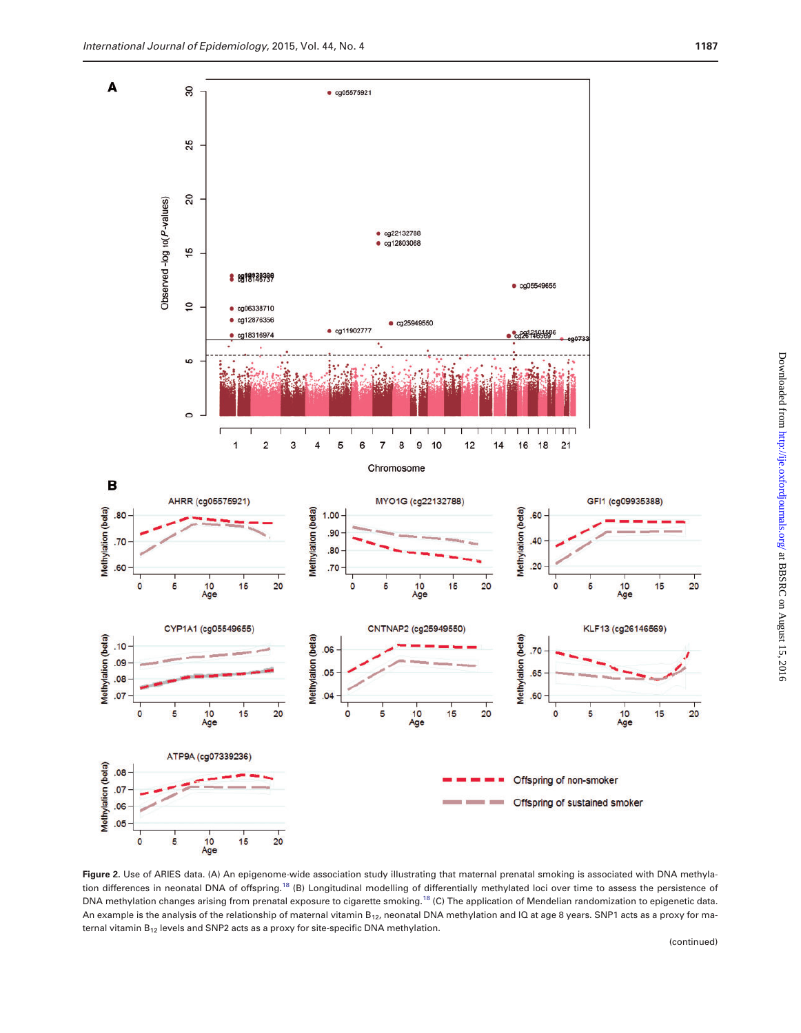**Figure 2.** Use of ARIES data. (A) An epigenome-wide association study illustrating that maternal prenatal smoking is associated with DNA methylation differences in neonatal DNA of offspring.[18] (B) Longitudinal modelling of differentially methylated loci over time to assess the persistence of DNA methylation changes arising from prenatal exposure to cigarette smoking.[18] (C) The application of Mendelian randomization to epigenetic data. An example is the analysis of the relationship of maternal vitamin $B_{12}$, neonatal DNA methylation and IQ at age 8 years. SNP1 acts as a proxy for maternal vitamin $B_{12}$ levels and SNP2 acts as a proxy for site-specific DNA methylation.

(continued)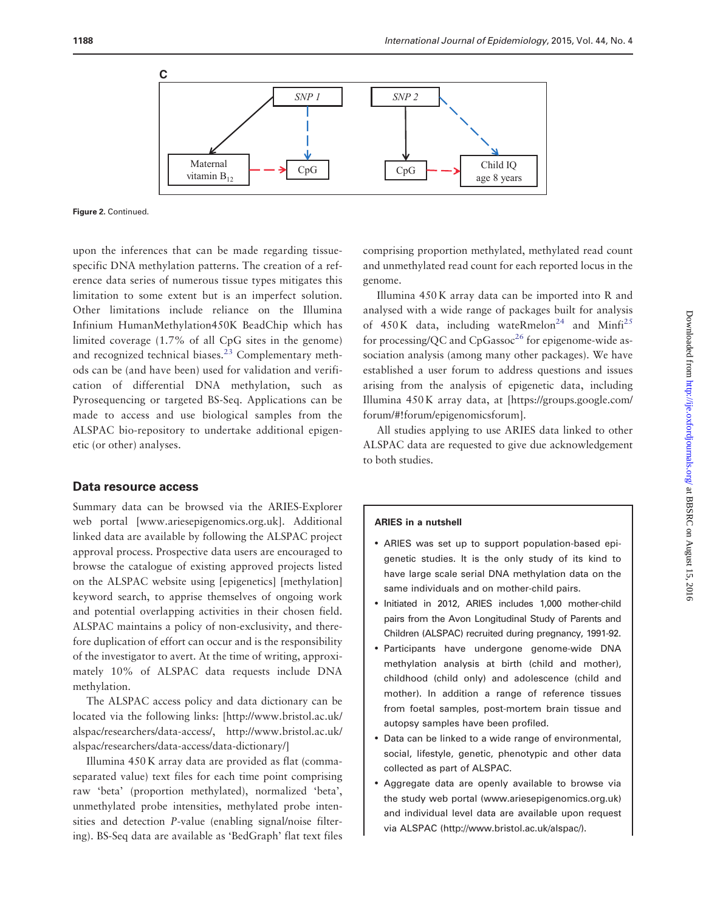**C**

SNP 1 → Maternal vitamin $B_{12}$; SNP 1 ⇢ CpG; Maternal vitamin $B_{12}$ ⇢ CpG

SNP 2 → CpG; SNP 2 ⇢ Child IQ age 8 years; CpG ⇢ Child IQ age 8 years

**Figure 2.** Continued.

upon the inferences that can be made regarding tissue-specific DNA methylation patterns. The creation of a reference data series of numerous tissue types mitigates this limitation to some extent but is an imperfect solution. Other limitations include reliance on the Illumina Infinium HumanMethylation450K BeadChip which has limited coverage (1.7% of all CpG sites in the genome) and recognized technical biases.[23] Complementary methods can be (and have been) used for validation and verification of differential DNA methylation, such as Pyrosequencing or targeted BS-Seq. Applications can be made to access and use biological samples from the ALSPAC bio-repository to undertake additional epigenetic (or other) analyses.

## Data resource access

Summary data can be browsed via the ARIES-Explorer web portal [www.ariesepigenomics.org.uk]. Additional linked data are available by following the ALSPAC project approval process. Prospective data users are encouraged to browse the catalogue of existing approved projects listed on the ALSPAC website using [epigenetics] [methylation] keyword search, to apprise themselves of ongoing work and potential overlapping activities in their chosen field. ALSPAC maintains a policy of non-exclusivity, and therefore duplication of effort can occur and is the responsibility of the investigator to avert. At the time of writing, approximately 10% of ALSPAC data requests include DNA methylation.

The ALSPAC access policy and data dictionary can be located via the following links: [http://www.bristol.ac.uk/alspac/researchers/data-access/, http://www.bristol.ac.uk/alspac/researchers/data-access/data-dictionary/]

Illumina 450 K array data are provided as flat (comma-separated value) text files for each time point comprising raw 'beta' (proportion methylated), normalized 'beta', unmethylated probe intensities, methylated probe intensities and detection *P*-value (enabling signal/noise filtering). BS-Seq data are available as 'BedGraph' flat text files comprising proportion methylated, methylated read count and unmethylated read count for each reported locus in the genome.

Illumina 450 K array data can be imported into R and analysed with a wide range of packages built for analysis of 450 K data, including wateRmelon[24] and Minfi[25] for processing/QC and CpGassoc[26] for epigenome-wide association analysis (among many other packages). We have established a user forum to address questions and issues arising from the analysis of epigenetic data, including Illumina 450 K array data, at [https://groups.google.com/forum/#!forum/epigenomicsforum].

All studies applying to use ARIES data linked to other ALSPAC data are requested to give due acknowledgement to both studies.

**ARIES in a nutshell**

- ARIES was set up to support population-based epigenetic studies. It is the only study of its kind to have large scale serial DNA methylation data on the same individuals and on mother-child pairs.
- Initiated in 2012, ARIES includes 1,000 mother-child pairs from the Avon Longitudinal Study of Parents and Children (ALSPAC) recruited during pregnancy, 1991-92.
- Participants have undergone genome-wide DNA methylation analysis at birth (child and mother), childhood (child only) and adolescence (child and mother). In addition a range of reference tissues from foetal samples, post-mortem brain tissue and autopsy samples have been profiled.
- Data can be linked to a wide range of environmental, social, lifestyle, genetic, phenotypic and other data collected as part of ALSPAC.
- Aggregate data are openly available to browse via the study web portal (www.ariesepigenomics.org.uk) and individual level data are available upon request via ALSPAC (http://www.bristol.ac.uk/alspac/).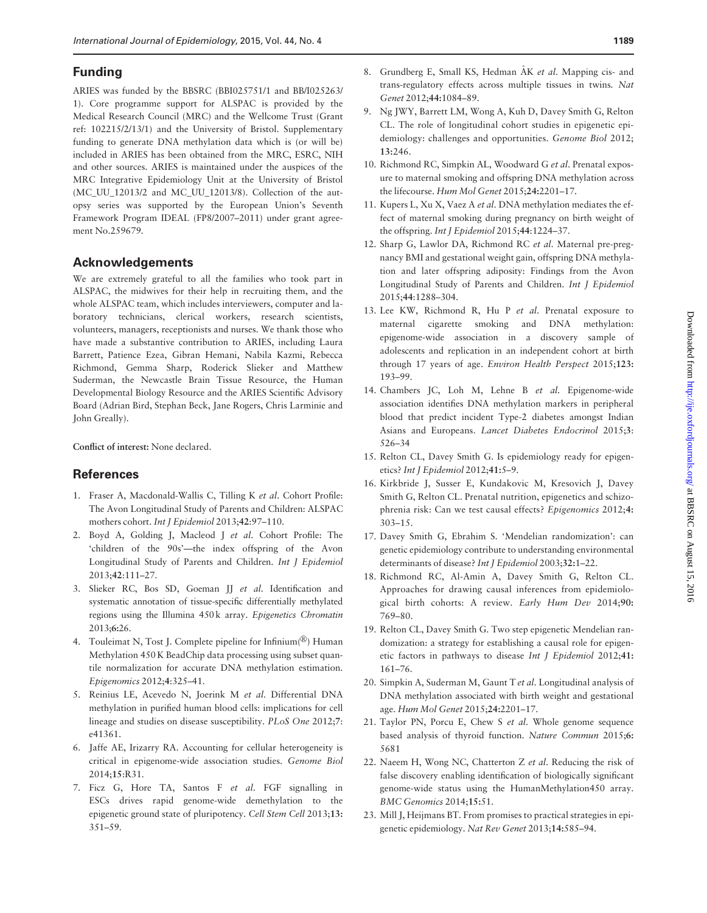## Funding

ARIES was funded by the BBSRC (BBI025751/1 and BB/I025263/1). Core programme support for ALSPAC is provided by the Medical Research Council (MRC) and the Wellcome Trust (Grant ref: 102215/2/13/1) and the University of Bristol. Supplementary funding to generate DNA methylation data which is (or will be) included in ARIES has been obtained from the MRC, ESRC, NIH and other sources. ARIES is maintained under the auspices of the MRC Integrative Epidemiology Unit at the University of Bristol (MC_UU_12013/2 and MC_UU_12013/8). Collection of the autopsy series was supported by the European Union's Seventh Framework Program IDEAL (FP8/2007–2011) under grant agreement No.259679.

## Acknowledgements

We are extremely grateful to all the families who took part in ALSPAC, the midwives for their help in recruiting them, and the whole ALSPAC team, which includes interviewers, computer and laboratory technicians, clerical workers, research scientists, volunteers, managers, receptionists and nurses. We thank those who have made a substantive contribution to ARIES, including Laura Barrett, Patience Ezea, Gibran Hemani, Nabila Kazmi, Rebecca Richmond, Gemma Sharp, Roderick Slieker and Matthew Suderman, the Newcastle Brain Tissue Resource, the Human Developmental Biology Resource and the ARIES Scientific Advisory Board (Adrian Bird, Stephan Beck, Jane Rogers, Chris Larminie and John Greally).

**Conflict of interest:** None declared.

## References

1. Fraser A, Macdonald-Wallis C, Tilling K *et al*. Cohort Profile: The Avon Longitudinal Study of Parents and Children: ALSPAC mothers cohort. *Int J Epidemiol* 2013;**42**:97–110.
2. Boyd A, Golding J, Macleod J *et al*. Cohort Profile: The 'children of the 90s'—the index offspring of the Avon Longitudinal Study of Parents and Children. *Int J Epidemiol* 2013;**42**:111–27.
3. Slieker RC, Bos SD, Goeman JJ *et al*. Identification and systematic annotation of tissue-specific differentially methylated regions using the Illumina 450 k array. *Epigenetics Chromatin* 2013;**6**:26.
4. Touleimat N, Tost J. Complete pipeline for Infinium(®) Human Methylation 450 K BeadChip data processing using subset quantile normalization for accurate DNA methylation estimation. *Epigenomics* 2012;**4**:325–41.
5. Reinius LE, Acevedo N, Joerink M *et al*. Differential DNA methylation in purified human blood cells: implications for cell lineage and studies on disease susceptibility. *PLoS One* 2012;**7**: e41361.
6. Jaffe AE, Irizarry RA. Accounting for cellular heterogeneity is critical in epigenome-wide association studies. *Genome Biol* 2014;**15**:R31.
7. Ficz G, Hore TA, Santos F *et al*. FGF signalling in ESCs drives rapid genome-wide demethylation to the epigenetic ground state of pluripotency. *Cell Stem Cell* 2013;**13**: 351–59.
8. Grundberg E, Small KS, Hedman ÅK *et al*. Mapping cis- and trans-regulatory effects across multiple tissues in twins. *Nat Genet* 2012;**44**:1084–89.
9. Ng JWY, Barrett LM, Wong A, Kuh D, Davey Smith G, Relton CL. The role of longitudinal cohort studies in epigenetic epidemiology: challenges and opportunities. *Genome Biol* 2012; **13**:246.
10. Richmond RC, Simpkin AL, Woodward G *et al*. Prenatal exposure to maternal smoking and offspring DNA methylation across the lifecourse. *Hum Mol Genet* 2015;**24**:2201–17.
11. Kupers L, Xu X, Vaez A *et al*. DNA methylation mediates the effect of maternal smoking during pregnancy on birth weight of the offspring. *Int J Epidemiol* 2015;**44**:1224–37.
12. Sharp G, Lawlor DA, Richmond RC *et al*. Maternal pre-pregnancy BMI and gestational weight gain, offspring DNA methylation and later offspring adiposity: Findings from the Avon Longitudinal Study of Parents and Children. *Int J Epidemiol* 2015;**44**:1288–304.
13. Lee KW, Richmond R, Hu P *et al*. Prenatal exposure to maternal cigarette smoking and DNA methylation: epigenome-wide association in a discovery sample of adolescents and replication in an independent cohort at birth through 17 years of age. *Environ Health Perspect* 2015;**123**: 193–99.
14. Chambers JC, Loh M, Lehne B *et al*. Epigenome-wide association identifies DNA methylation markers in peripheral blood that predict incident Type-2 diabetes amongst Indian Asians and Europeans. *Lancet Diabetes Endocrinol* 2015;**3**: 526–34
15. Relton CL, Davey Smith G. Is epidemiology ready for epigenetics? *Int J Epidemiol* 2012;**41**:5–9.
16. Kirkbride J, Susser E, Kundakovic M, Kresovich J, Davey Smith G, Relton CL. Prenatal nutrition, epigenetics and schizophrenia risk: Can we test causal effects? *Epigenomics* 2012;**4**: 303–15.
17. Davey Smith G, Ebrahim S. 'Mendelian randomization': can genetic epidemiology contribute to understanding environmental determinants of disease? *Int J Epidemiol* 2003;**32**:1–22.
18. Richmond RC, Al-Amin A, Davey Smith G, Relton CL. Approaches for drawing causal inferences from epidemiological birth cohorts: A review. *Early Hum Dev* 2014;**90**: 769–80.
19. Relton CL, Davey Smith G. Two step epigenetic Mendelian randomization: a strategy for establishing a causal role for epigenetic factors in pathways to disease *Int J Epidemiol* 2012;**41**: 161–76.
20. Simpkin A, Suderman M, Gaunt T *et al*. Longitudinal analysis of DNA methylation associated with birth weight and gestational age. *Hum Mol Genet* 2015;**24**:2201–17.
21. Taylor PN, Porcu E, Chew S *et al*. Whole genome sequence based analysis of thyroid function. *Nature Commun* 2015;**6**: 5681
22. Naeem H, Wong NC, Chatterton Z *et al*. Reducing the risk of false discovery enabling identification of biologically significant genome-wide status using the HumanMethylation450 array. *BMC Genomics* 2014;**15**:51.
23. Mill J, Heijmans BT. From promises to practical strategies in epigenetic epidemiology. *Nat Rev Genet* 2013;**14**:585–94.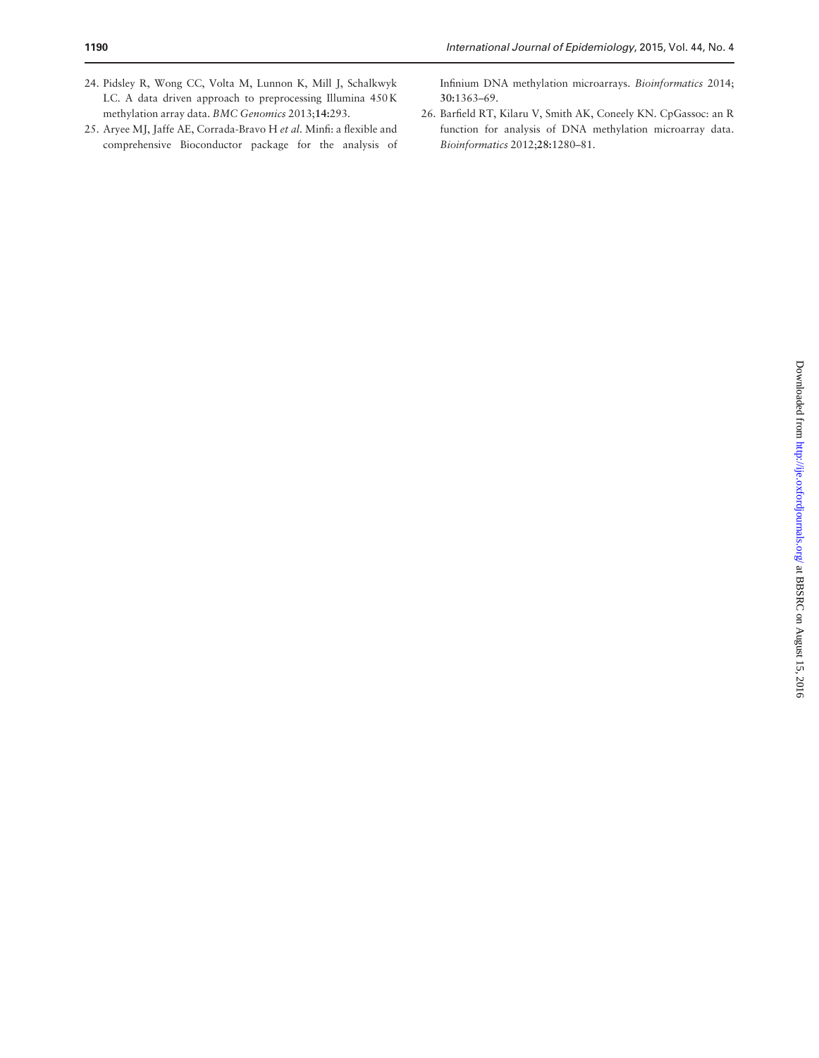24. Pidsley R, Wong CC, Volta M, Lunnon K, Mill J, Schalkwyk LC. A data driven approach to preprocessing Illumina 450 K methylation array data. *BMC Genomics* 2013;**14**:293.
25. Aryee MJ, Jaffe AE, Corrada-Bravo H *et al*. Minfi: a flexible and comprehensive Bioconductor package for the analysis of Infinium DNA methylation microarrays. *Bioinformatics* 2014;**30**:1363–69.
26. Barfield RT, Kilaru V, Smith AK, Coneely KN. CpGassoc: an R function for analysis of DNA methylation microarray data. *Bioinformatics* 2012;**28**:1280–81.